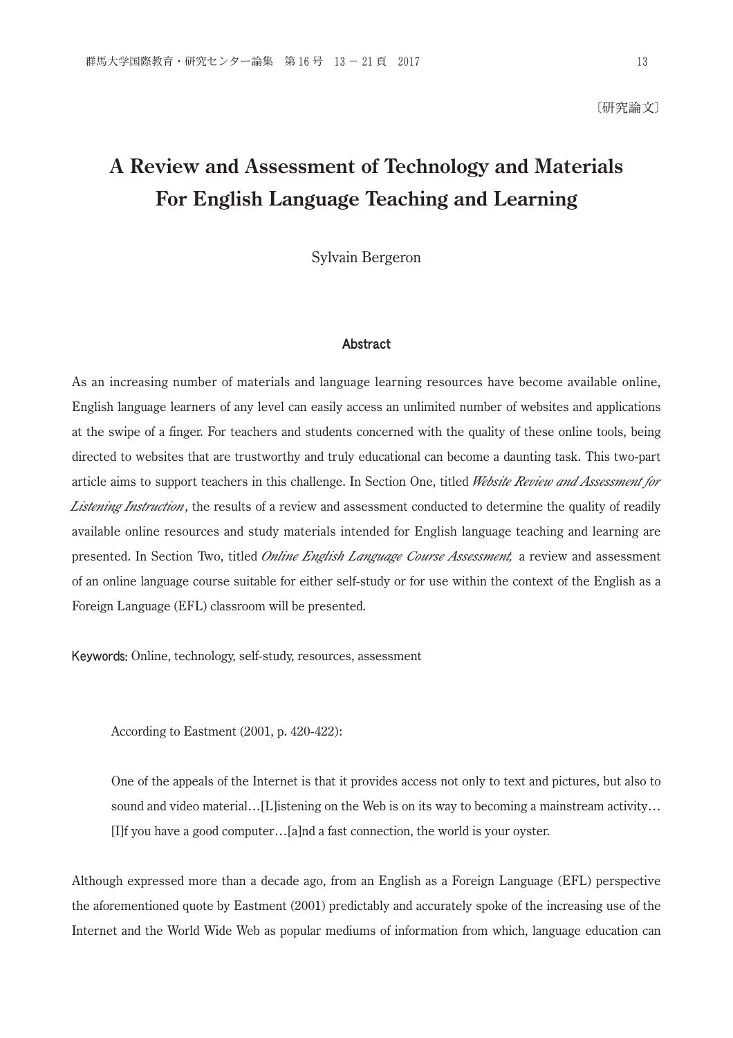〔研究論文〕

# A Review and Assessment of Technology and Materials For English Language Teaching and Learning

Sylvain Bergeron

## Abstract

As an increasing number of materials and language learning resources have become available online, English language learners of any level can easily access an unlimited number of websites and applications at the swipe of a finger. For teachers and students concerned with the quality of these online tools, being directed to websites that are trustworthy and truly educational can become a daunting task. This two-part article aims to support teachers in this challenge. In Section One, titled *Website Review and Assessment for Listening Instruction*, the results of a review and assessment conducted to determine the quality of readily available online resources and study materials intended for English language teaching and learning are presented. In Section Two, titled *Online English Language Course Assessment,* a review and assessment of an online language course suitable for either self-study or for use within the context of the English as a Foreign Language (EFL) classroom will be presented.

**Keywords:** Online, technology, self-study, resources, assessment

According to Eastment (2001, p. 420-422):

> One of the appeals of the Internet is that it provides access not only to text and pictures, but also to sound and video material…[L]istening on the Web is on its way to becoming a mainstream activity…[I]f you have a good computer…[a]nd a fast connection, the world is your oyster.

Although expressed more than a decade ago, from an English as a Foreign Language (EFL) perspective the aforementioned quote by Eastment (2001) predictably and accurately spoke of the increasing use of the Internet and the World Wide Web as popular mediums of information from which, language education can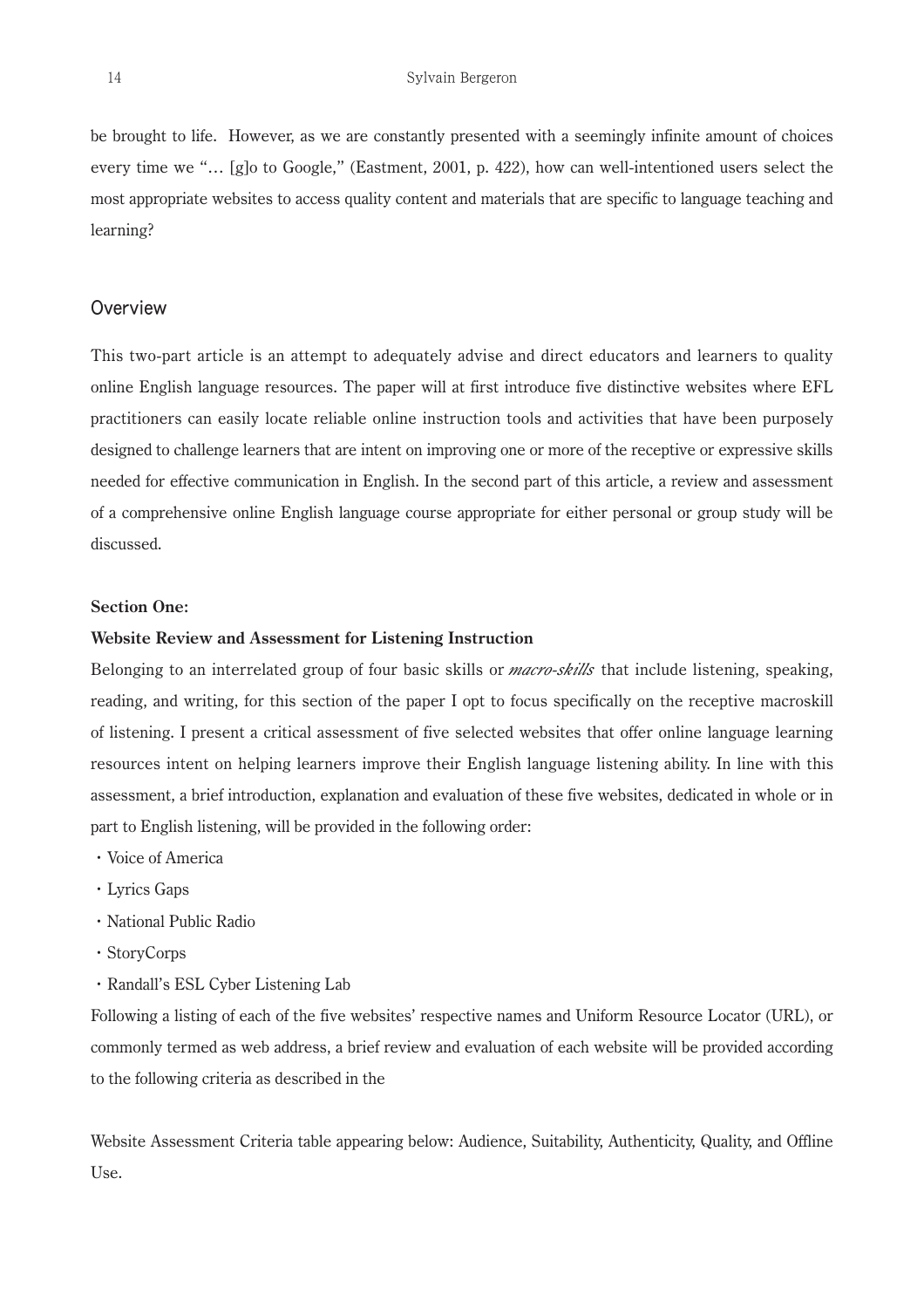be brought to life. However, as we are constantly presented with a seemingly infinite amount of choices every time we "… [g]o to Google," (Eastment, 2001, p. 422), how can well-intentioned users select the most appropriate websites to access quality content and materials that are specific to language teaching and learning?

## Overview

This two-part article is an attempt to adequately advise and direct educators and learners to quality online English language resources. The paper will at first introduce five distinctive websites where EFL practitioners can easily locate reliable online instruction tools and activities that have been purposely designed to challenge learners that are intent on improving one or more of the receptive or expressive skills needed for effective communication in English. In the second part of this article, a review and assessment of a comprehensive online English language course appropriate for either personal or group study will be discussed.

### Section One:

### Website Review and Assessment for Listening Instruction

Belonging to an interrelated group of four basic skills or *macro-skills* that include listening, speaking, reading, and writing, for this section of the paper I opt to focus specifically on the receptive macroskill of listening. I present a critical assessment of five selected websites that offer online language learning resources intent on helping learners improve their English language listening ability. In line with this assessment, a brief introduction, explanation and evaluation of these five websites, dedicated in whole or in part to English listening, will be provided in the following order:

- Voice of America
- Lyrics Gaps
- National Public Radio
- StoryCorps
- Randall's ESL Cyber Listening Lab

Following a listing of each of the five websites' respective names and Uniform Resource Locator (URL), or commonly termed as web address, a brief review and evaluation of each website will be provided according to the following criteria as described in the

Website Assessment Criteria table appearing below: Audience, Suitability, Authenticity, Quality, and Offline Use.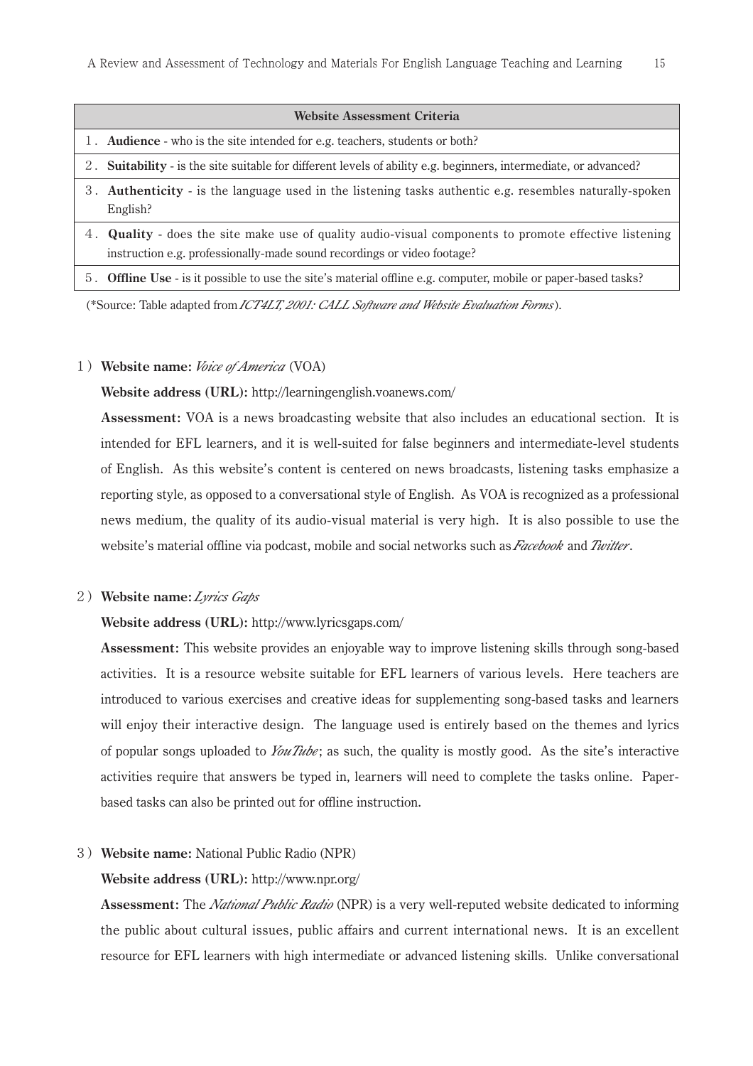| Website Assessment Criteria |
| --- |
| 1. **Audience** - who is the site intended for e.g. teachers, students or both? |
| 2. **Suitability** - is the site suitable for different levels of ability e.g. beginners, intermediate, or advanced? |
| 3. **Authenticity** - is the language used in the listening tasks authentic e.g. resembles naturally-spoken English? |
| 4. **Quality** - does the site make use of quality audio-visual components to promote effective listening instruction e.g. professionally-made sound recordings or video footage? |
| 5. **Offline Use** - is it possible to use the site's material offline e.g. computer, mobile or paper-based tasks? |

(*Source: Table adapted from *ICT4LT, 2001: CALL Software and Website Evaluation Forms*).

1) **Website name:** *Voice of America* (VOA)

**Website address (URL):** http://learningenglish.voanews.com/

**Assessment:** VOA is a news broadcasting website that also includes an educational section. It is intended for EFL learners, and it is well-suited for false beginners and intermediate-level students of English. As this website's content is centered on news broadcasts, listening tasks emphasize a reporting style, as opposed to a conversational style of English. As VOA is recognized as a professional news medium, the quality of its audio-visual material is very high. It is also possible to use the website's material offline via podcast, mobile and social networks such as *Facebook* and *Twitter*.

2) **Website name:** *Lyrics Gaps*

**Website address (URL):** http://www.lyricsgaps.com/

**Assessment:** This website provides an enjoyable way to improve listening skills through song-based activities. It is a resource website suitable for EFL learners of various levels. Here teachers are introduced to various exercises and creative ideas for supplementing song-based tasks and learners will enjoy their interactive design. The language used is entirely based on the themes and lyrics of popular songs uploaded to *YouTube*; as such, the quality is mostly good. As the site's interactive activities require that answers be typed in, learners will need to complete the tasks online. Paper-based tasks can also be printed out for offline instruction.

3) **Website name:** National Public Radio (NPR)

**Website address (URL):** http://www.npr.org/

**Assessment:** The *National Public Radio* (NPR) is a very well-reputed website dedicated to informing the public about cultural issues, public affairs and current international news. It is an excellent resource for EFL learners with high intermediate or advanced listening skills. Unlike conversational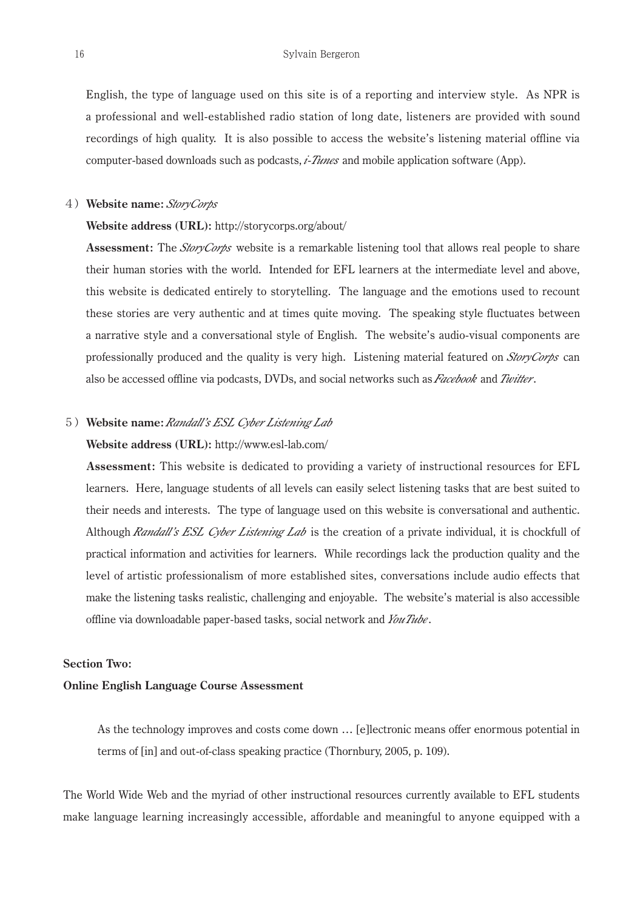English, the type of language used on this site is of a reporting and interview style. As NPR is a professional and well-established radio station of long date, listeners are provided with sound recordings of high quality. It is also possible to access the website's listening material offline via computer-based downloads such as podcasts, *i-Tunes* and mobile application software (App).

4) **Website name:** *StoryCorps*

**Website address (URL):** http://storycorps.org/about/

**Assessment:** The *StoryCorps* website is a remarkable listening tool that allows real people to share their human stories with the world. Intended for EFL learners at the intermediate level and above, this website is dedicated entirely to storytelling. The language and the emotions used to recount these stories are very authentic and at times quite moving. The speaking style fluctuates between a narrative style and a conversational style of English. The website's audio-visual components are professionally produced and the quality is very high. Listening material featured on *StoryCorps* can also be accessed offline via podcasts, DVDs, and social networks such as *Facebook* and *Twitter*.

5) **Website name:** *Randall's ESL Cyber Listening Lab*

**Website address (URL):** http://www.esl-lab.com/

**Assessment:** This website is dedicated to providing a variety of instructional resources for EFL learners. Here, language students of all levels can easily select listening tasks that are best suited to their needs and interests. The type of language used on this website is conversational and authentic. Although *Randall's ESL Cyber Listening Lab* is the creation of a private individual, it is chockfull of practical information and activities for learners. While recordings lack the production quality and the level of artistic professionalism of more established sites, conversations include audio effects that make the listening tasks realistic, challenging and enjoyable. The website's material is also accessible offline via downloadable paper-based tasks, social network and *YouTube*.

## Section Two:
## Online English Language Course Assessment

> As the technology improves and costs come down … [e]lectronic means offer enormous potential in terms of [in] and out-of-class speaking practice (Thornbury, 2005, p. 109).

The World Wide Web and the myriad of other instructional resources currently available to EFL students make language learning increasingly accessible, affordable and meaningful to anyone equipped with a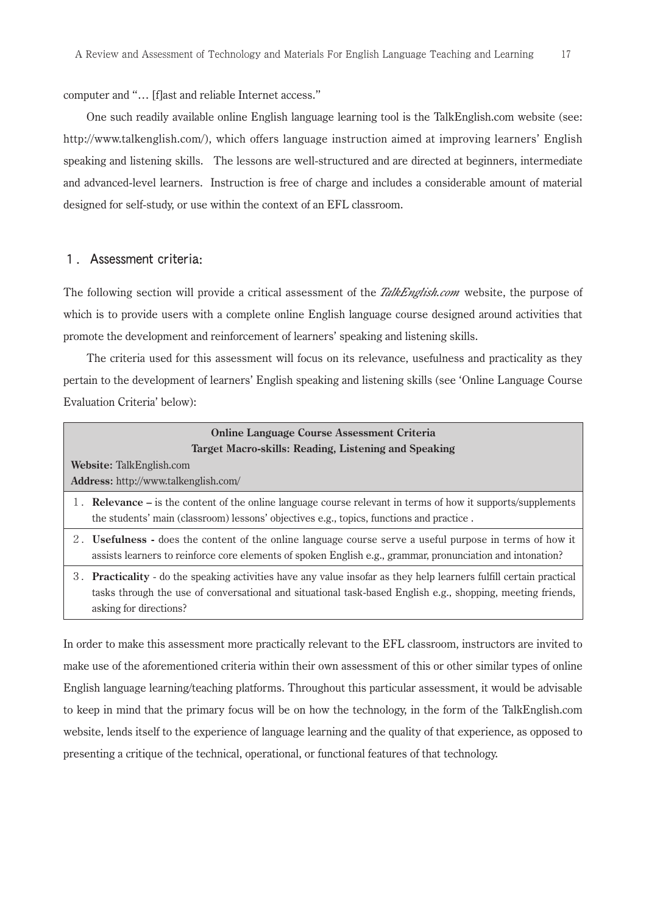computer and "… [f]ast and reliable Internet access."

One such readily available online English language learning tool is the TalkEnglish.com website (see: http://www.talkenglish.com/), which offers language instruction aimed at improving learners' English speaking and listening skills. The lessons are well-structured and are directed at beginners, intermediate and advanced-level learners. Instruction is free of charge and includes a considerable amount of material designed for self-study, or use within the context of an EFL classroom.

## 1. Assessment criteria:

The following section will provide a critical assessment of the *TalkEnglish.com* website, the purpose of which is to provide users with a complete online English language course designed around activities that promote the development and reinforcement of learners' speaking and listening skills.

The criteria used for this assessment will focus on its relevance, usefulness and practicality as they pertain to the development of learners' English speaking and listening skills (see 'Online Language Course Evaluation Criteria' below):

| **Online Language Course Assessment Criteria**<br>**Target Macro-skills: Reading, Listening and Speaking**<br>**Website:** TalkEnglish.com<br>**Address:** http://www.talkenglish.com/ |
|---|
| 1. **Relevance –** is the content of the online language course relevant in terms of how it supports/supplements the students' main (classroom) lessons' objectives e.g., topics, functions and practice . |
| 2. **Usefulness -** does the content of the online language course serve a useful purpose in terms of how it assists learners to reinforce core elements of spoken English e.g., grammar, pronunciation and intonation? |
| 3. **Practicality** - do the speaking activities have any value insofar as they help learners fulfill certain practical tasks through the use of conversational and situational task-based English e.g., shopping, meeting friends, asking for directions? |

In order to make this assessment more practically relevant to the EFL classroom, instructors are invited to make use of the aforementioned criteria within their own assessment of this or other similar types of online English language learning/teaching platforms. Throughout this particular assessment, it would be advisable to keep in mind that the primary focus will be on how the technology, in the form of the TalkEnglish.com website, lends itself to the experience of language learning and the quality of that experience, as opposed to presenting a critique of the technical, operational, or functional features of that technology.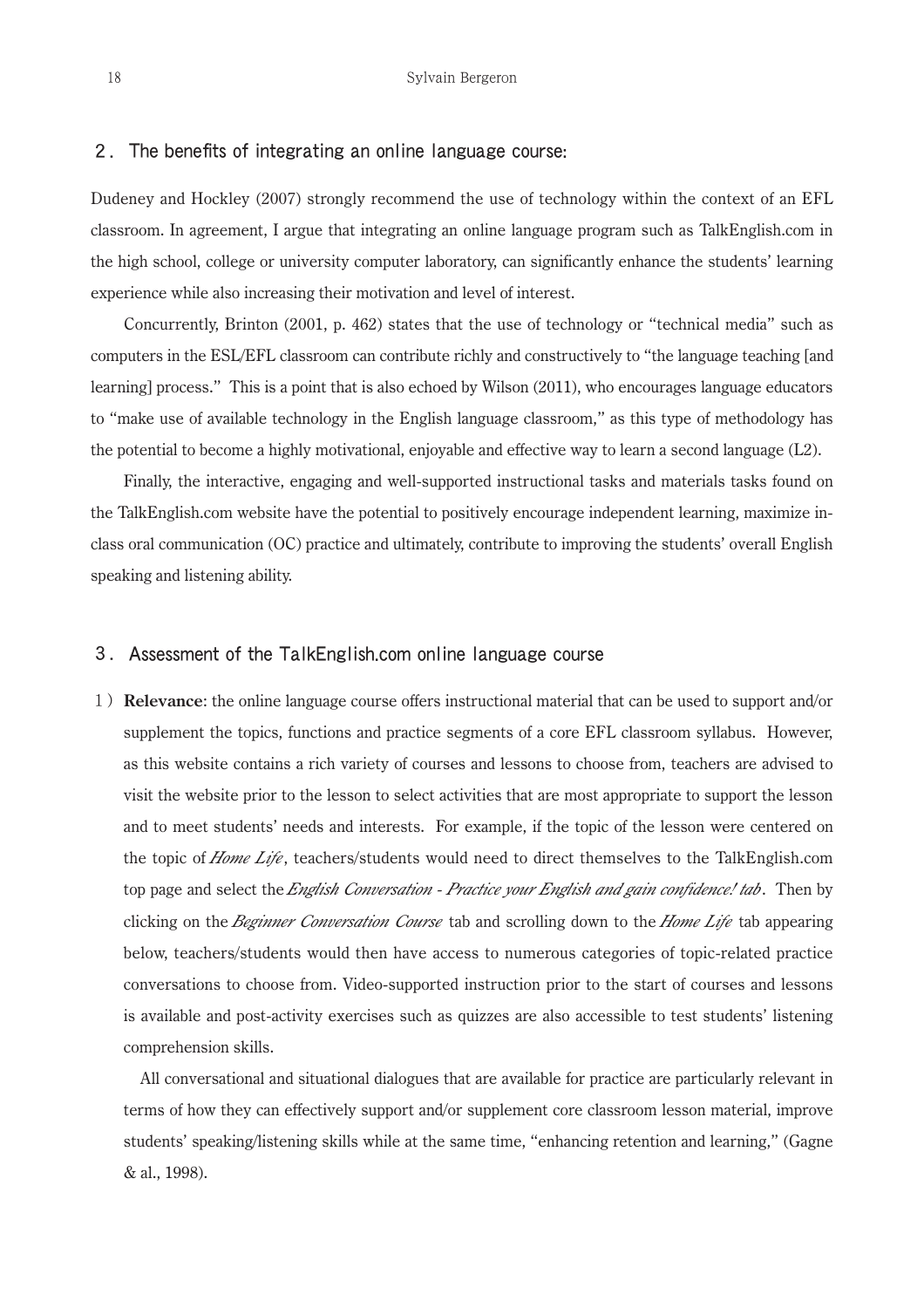## 2. The benefits of integrating an online language course:

Dudeney and Hockley (2007) strongly recommend the use of technology within the context of an EFL classroom. In agreement, I argue that integrating an online language program such as TalkEnglish.com in the high school, college or university computer laboratory, can significantly enhance the students' learning experience while also increasing their motivation and level of interest.

Concurrently, Brinton (2001, p. 462) states that the use of technology or "technical media" such as computers in the ESL/EFL classroom can contribute richly and constructively to "the language teaching [and learning] process." This is a point that is also echoed by Wilson (2011), who encourages language educators to "make use of available technology in the English language classroom," as this type of methodology has the potential to become a highly motivational, enjoyable and effective way to learn a second language (L2).

Finally, the interactive, engaging and well-supported instructional tasks and materials tasks found on the TalkEnglish.com website have the potential to positively encourage independent learning, maximize in-class oral communication (OC) practice and ultimately, contribute to improving the students' overall English speaking and listening ability.

## 3. Assessment of the TalkEnglish.com online language course

1) **Relevance**: the online language course offers instructional material that can be used to support and/or supplement the topics, functions and practice segments of a core EFL classroom syllabus. However, as this website contains a rich variety of courses and lessons to choose from, teachers are advised to visit the website prior to the lesson to select activities that are most appropriate to support the lesson and to meet students' needs and interests. For example, if the topic of the lesson were centered on the topic of *Home Life*, teachers/students would need to direct themselves to the TalkEnglish.com top page and select the *English Conversation - Practice your English and gain confidence! tab*. Then by clicking on the *Beginner Conversation Course* tab and scrolling down to the *Home Life* tab appearing below, teachers/students would then have access to numerous categories of topic-related practice conversations to choose from. Video-supported instruction prior to the start of courses and lessons is available and post-activity exercises such as quizzes are also accessible to test students' listening comprehension skills.

   All conversational and situational dialogues that are available for practice are particularly relevant in terms of how they can effectively support and/or supplement core classroom lesson material, improve students' speaking/listening skills while at the same time, "enhancing retention and learning," (Gagne & al., 1998).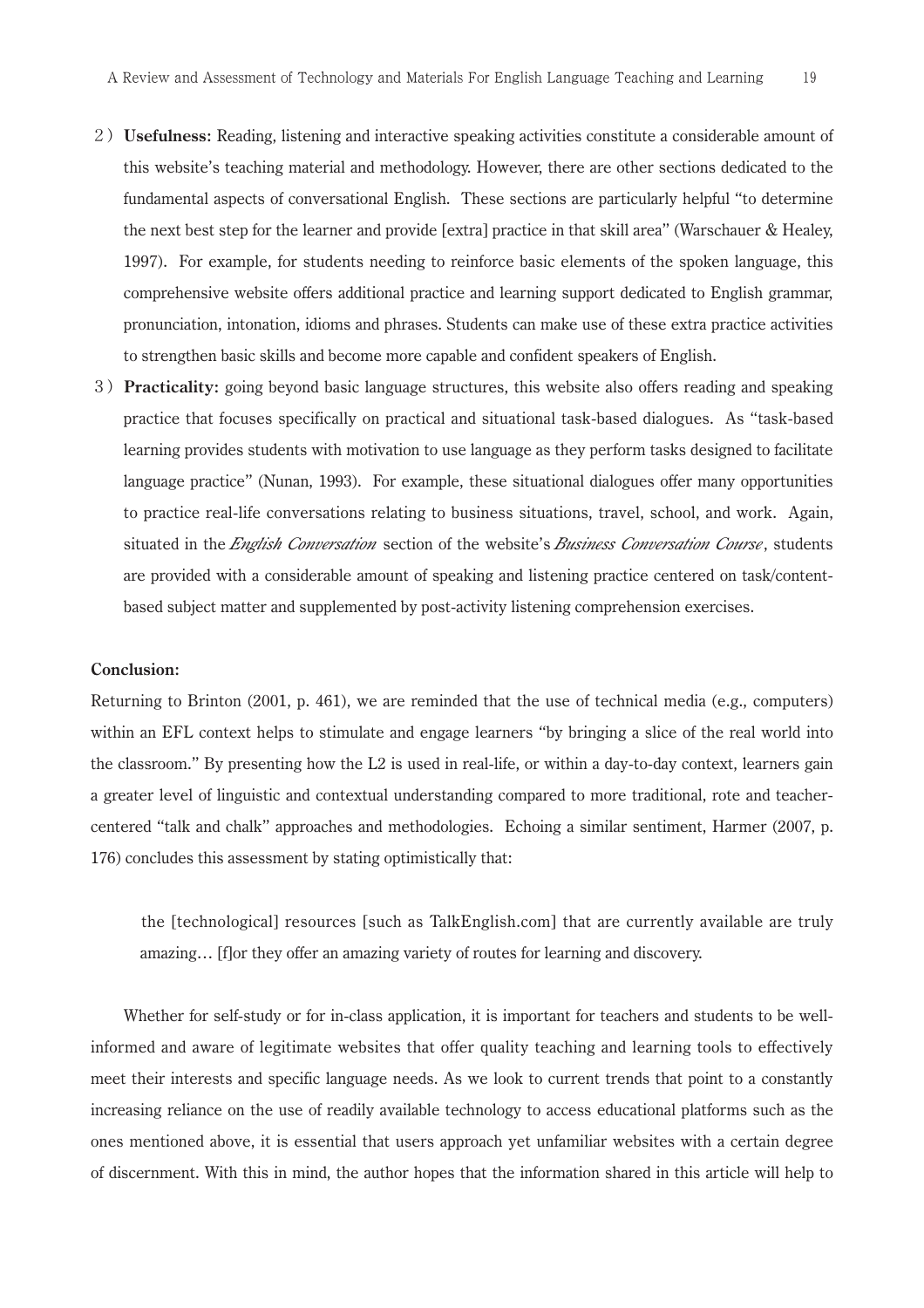2) **Usefulness:** Reading, listening and interactive speaking activities constitute a considerable amount of this website's teaching material and methodology. However, there are other sections dedicated to the fundamental aspects of conversational English. These sections are particularly helpful "to determine the next best step for the learner and provide [extra] practice in that skill area" (Warschauer & Healey, 1997). For example, for students needing to reinforce basic elements of the spoken language, this comprehensive website offers additional practice and learning support dedicated to English grammar, pronunciation, intonation, idioms and phrases. Students can make use of these extra practice activities to strengthen basic skills and become more capable and confident speakers of English.

3) **Practicality:** going beyond basic language structures, this website also offers reading and speaking practice that focuses specifically on practical and situational task-based dialogues. As "task-based learning provides students with motivation to use language as they perform tasks designed to facilitate language practice" (Nunan, 1993). For example, these situational dialogues offer many opportunities to practice real-life conversations relating to business situations, travel, school, and work. Again, situated in the *English Conversation* section of the website's *Business Conversation Course*, students are provided with a considerable amount of speaking and listening practice centered on task/content-based subject matter and supplemented by post-activity listening comprehension exercises.

**Conclusion:**

Returning to Brinton (2001, p. 461), we are reminded that the use of technical media (e.g., computers) within an EFL context helps to stimulate and engage learners "by bringing a slice of the real world into the classroom." By presenting how the L2 is used in real-life, or within a day-to-day context, learners gain a greater level of linguistic and contextual understanding compared to more traditional, rote and teacher-centered "talk and chalk" approaches and methodologies. Echoing a similar sentiment, Harmer (2007, p. 176) concludes this assessment by stating optimistically that:

> the [technological] resources [such as TalkEnglish.com] that are currently available are truly amazing… [f]or they offer an amazing variety of routes for learning and discovery.

Whether for self-study or for in-class application, it is important for teachers and students to be well-informed and aware of legitimate websites that offer quality teaching and learning tools to effectively meet their interests and specific language needs. As we look to current trends that point to a constantly increasing reliance on the use of readily available technology to access educational platforms such as the ones mentioned above, it is essential that users approach yet unfamiliar websites with a certain degree of discernment. With this in mind, the author hopes that the information shared in this article will help to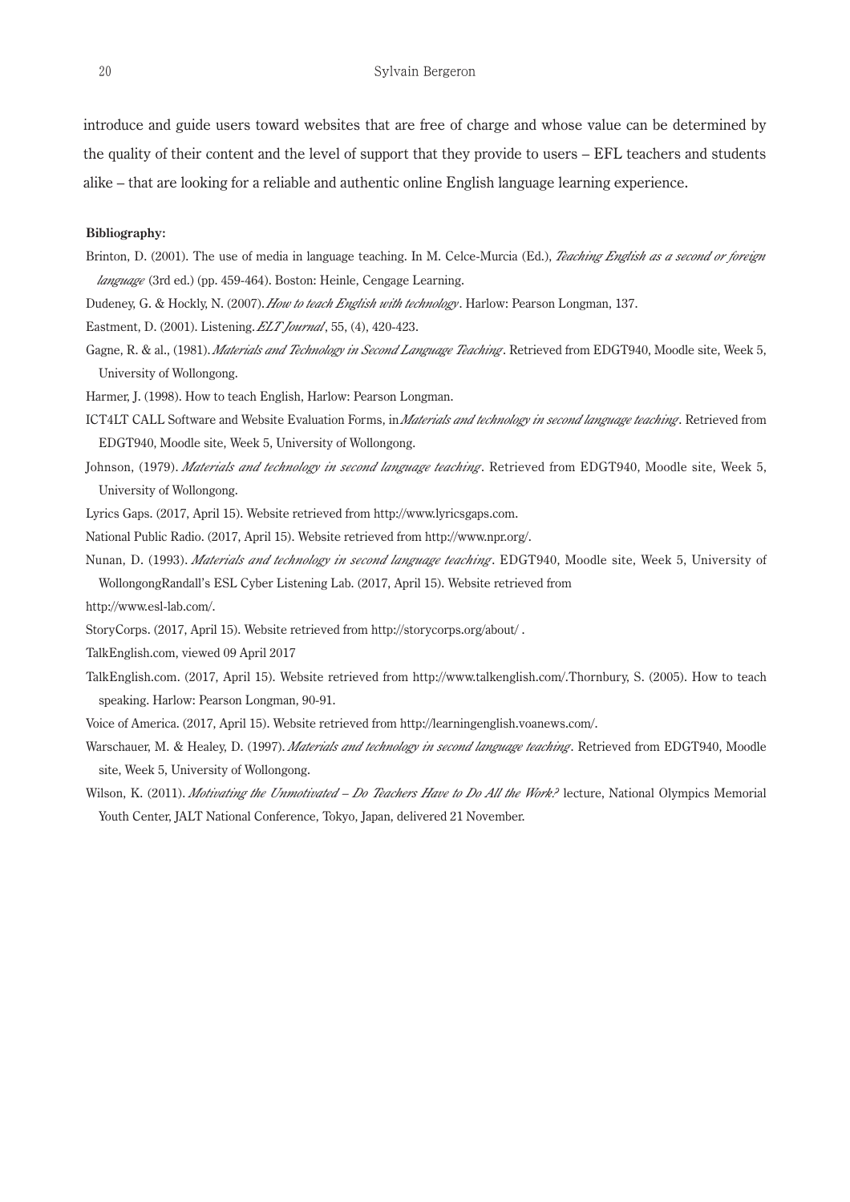introduce and guide users toward websites that are free of charge and whose value can be determined by the quality of their content and the level of support that they provide to users – EFL teachers and students alike – that are looking for a reliable and authentic online English language learning experience.

**Bibliography:**

Brinton, D. (2001). The use of media in language teaching. In M. Celce-Murcia (Ed.), *Teaching English as a second or foreign language* (3rd ed.) (pp. 459-464). Boston: Heinle, Cengage Learning.

Dudeney, G. & Hockly, N. (2007). *How to teach English with technology*. Harlow: Pearson Longman, 137.

Eastment, D. (2001). Listening. *ELT Journal*, 55, (4), 420-423.

Gagne, R. & al., (1981). *Materials and Technology in Second Language Teaching*. Retrieved from EDGT940, Moodle site, Week 5, University of Wollongong.

Harmer, J. (1998). How to teach English, Harlow: Pearson Longman.

ICT4LT CALL Software and Website Evaluation Forms, in *Materials and technology in second language teaching*. Retrieved from EDGT940, Moodle site, Week 5, University of Wollongong.

Johnson, (1979). *Materials and technology in second language teaching*. Retrieved from EDGT940, Moodle site, Week 5, University of Wollongong.

Lyrics Gaps. (2017, April 15). Website retrieved from http://www.lyricsgaps.com.

National Public Radio. (2017, April 15). Website retrieved from http://www.npr.org/.

Nunan, D. (1993). *Materials and technology in second language teaching*. EDGT940, Moodle site, Week 5, University of WollongongRandall's ESL Cyber Listening Lab. (2017, April 15). Website retrieved from

http://www.esl-lab.com/.

StoryCorps. (2017, April 15). Website retrieved from http://storycorps.org/about/ .

TalkEnglish.com, viewed 09 April 2017

TalkEnglish.com. (2017, April 15). Website retrieved from http://www.talkenglish.com/.Thornbury, S. (2005). How to teach speaking. Harlow: Pearson Longman, 90-91.

Voice of America. (2017, April 15). Website retrieved from http://learningenglish.voanews.com/.

Warschauer, M. & Healey, D. (1997). *Materials and technology in second language teaching*. Retrieved from EDGT940, Moodle site, Week 5, University of Wollongong.

Wilson, K. (2011). *Motivating the Unmotivated – Do Teachers Have to Do All the Work?* lecture, National Olympics Memorial Youth Center, JALT National Conference, Tokyo, Japan, delivered 21 November.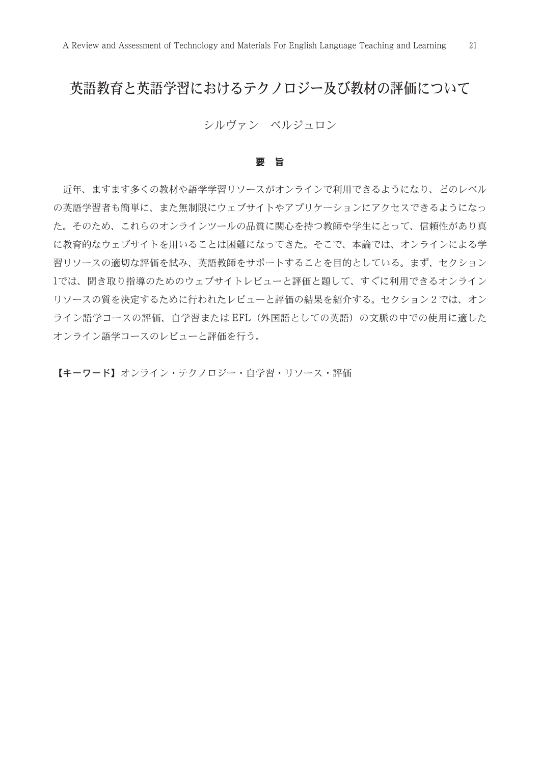# 英語教育と英語学習におけるテクノロジー及び教材の評価について

シルヴァン　ベルジュロン

### 要　旨

近年、ますます多くの教材や語学学習リソースがオンラインで利用できるようになり、どのレベルの英語学習者も簡単に、また無制限にウェブサイトやアプリケーションにアクセスできるようになった。そのため、これらのオンラインツールの品質に関心を持つ教師や学生にとって、信頼性があり真に教育的なウェブサイトを用いることは困難になってきた。そこで、本論では、オンラインによる学習リソースの適切な評価を試み、英語教師をサポートすることを目的としている。まず、セクション1では、聞き取り指導のためのウェブサイトレビューと評価と題して、すぐに利用できるオンラインリソースの質を決定するために行われたレビューと評価の結果を紹介する。セクション2では、オンライン語学コースの評価、自学習または EFL（外国語としての英語）の文脈の中での使用に適したオンライン語学コースのレビューと評価を行う。

**【キーワード】**オンライン・テクノロジー・自学習・リソース・評価